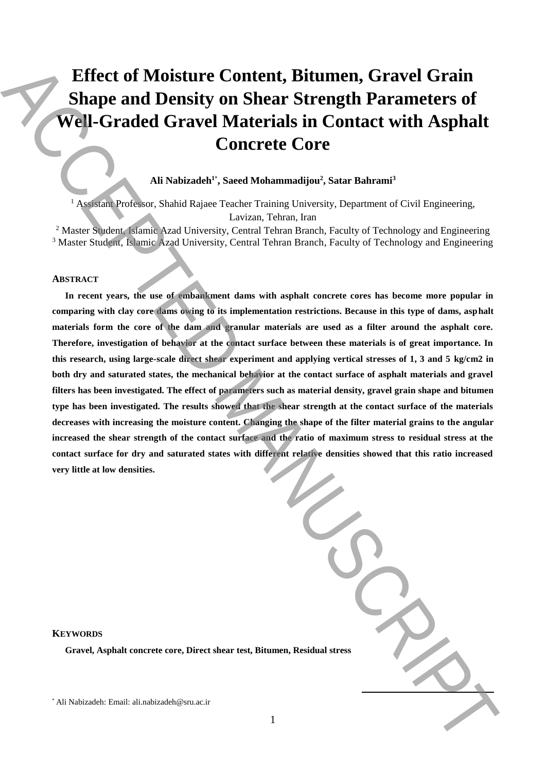# Effect of Moisture Content, Bitumen, Gravel Grain Shape and Density on Shear Strength Parameters of Well-Graded Gravel Materials in Contact with Asphalt Concrete Core

**Ali Nabizadeh[1*], Saeed Mohammadijou[2], Satar Bahrami[3]**

[1] Assistant Professor, Shahid Rajaee Teacher Training University, Department of Civil Engineering, Lavizan, Tehran, Iran

[2] Master Student, Islamic Azad University, Central Tehran Branch, Faculty of Technology and Engineering

[3] Master Student, Islamic Azad University, Central Tehran Branch, Faculty of Technology and Engineering

## ABSTRACT

**In recent years, the use of embankment dams with asphalt concrete cores has become more popular in comparing with clay core dams owing to its implementation restrictions. Because in this type of dams, asphalt materials form the core of the dam and granular materials are used as a filter around the asphalt core. Therefore, investigation of behavior at the contact surface between these materials is of great importance. In this research, using large-scale direct shear experiment and applying vertical stresses of 1, 3 and 5 kg/cm2 in both dry and saturated states, the mechanical behavior at the contact surface of asphalt materials and gravel filters has been investigated. The effect of parameters such as material density, gravel grain shape and bitumen type has been investigated. The results showed that the shear strength at the contact surface of the materials decreases with increasing the moisture content. Changing the shape of the filter material grains to the angular increased the shear strength of the contact surface and the ratio of maximum stress to residual stress at the contact surface for dry and saturated states with different relative densities showed that this ratio increased very little at low densities.**

## KEYWORDS

**Gravel, Asphalt concrete core, Direct shear test, Bitumen, Residual stress**

[*] Ali Nabizadeh: Email: ali.nabizadeh@sru.ac.ir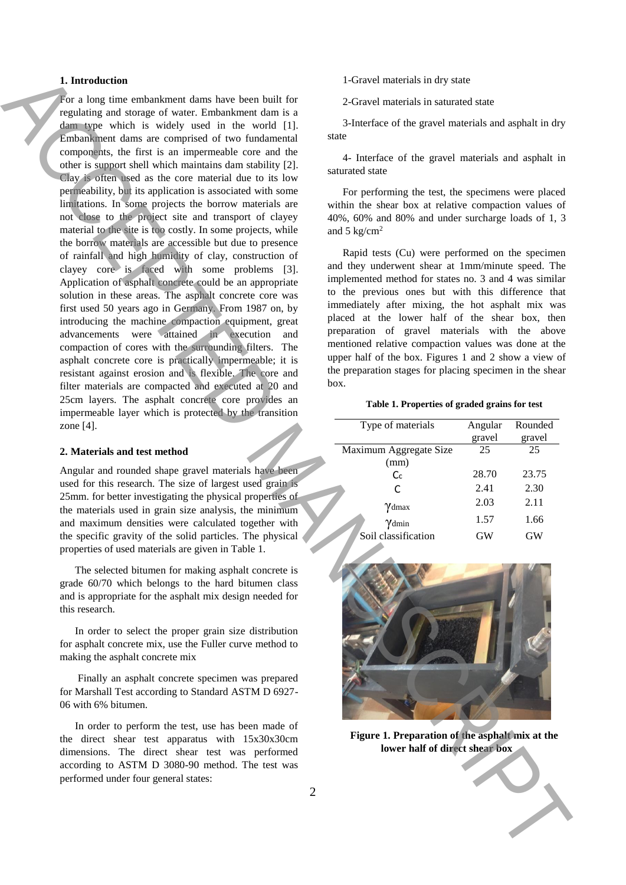## 1. Introduction

For a long time embankment dams have been built for regulating and storage of water. Embankment dam is a dam type which is widely used in the world [1]. Embankment dams are comprised of two fundamental components, the first is an impermeable core and the other is support shell which maintains dam stability [2]. Clay is often used as the core material due to its low permeability, but its application is associated with some limitations. In some projects the borrow materials are not close to the project site and transport of clayey material to the site is too costly. In some projects, while the borrow materials are accessible but due to presence of rainfall and high humidity of clay, construction of clayey core is faced with some problems [3]. Application of asphalt concrete could be an appropriate solution in these areas. The asphalt concrete core was first used 50 years ago in Germany. From 1987 on, by introducing the machine compaction equipment, great advancements were attained in execution and compaction of cores with the surrounding filters. The asphalt concrete core is practically impermeable; it is resistant against erosion and is flexible. The core and filter materials are compacted and executed at 20 and 25cm layers. The asphalt concrete core provides an impermeable layer which is protected by the transition zone [4].

## 2. Materials and test method

Angular and rounded shape gravel materials have been used for this research. The size of largest used grain is 25mm. for better investigating the physical properties of the materials used in grain size analysis, the minimum and maximum densities were calculated together with the specific gravity of the solid particles. The physical properties of used materials are given in Table 1.

The selected bitumen for making asphalt concrete is grade 60/70 which belongs to the hard bitumen class and is appropriate for the asphalt mix design needed for this research.

In order to select the proper grain size distribution for asphalt concrete mix, use the Fuller curve method to making the asphalt concrete mix

Finally an asphalt concrete specimen was prepared for Marshall Test according to Standard ASTM D 6927-06 with 6% bitumen.

In order to perform the test, use has been made of the direct shear test apparatus with 15x30x30cm dimensions. The direct shear test was performed according to ASTM D 3080-90 method. The test was performed under four general states:

1-Gravel materials in dry state

2-Gravel materials in saturated state

3-Interface of the gravel materials and asphalt in dry state

4- Interface of the gravel materials and asphalt in saturated state

For performing the test, the specimens were placed within the shear box at relative compaction values of 40%, 60% and 80% and under surcharge loads of 1, 3 and 5 kg/cm$^2$

Rapid tests (Cu) were performed on the specimen and they underwent shear at 1mm/minute speed. The implemented method for states no. 3 and 4 was similar to the previous ones but with this difference that immediately after mixing, the hot asphalt mix was placed at the lower half of the shear box, then preparation of gravel materials with the above mentioned relative compaction values was done at the upper half of the box. Figures 1 and 2 show a view of the preparation stages for placing specimen in the shear box.

**Table 1. Properties of graded grains for test**

| Type of materials | Angular gravel | Rounded gravel |
|---|---|---|
| Maximum Aggregate Size (mm) | 25 | 25 |
| $C_c$ | 28.70 | 23.75 |
| C | 2.41 | 2.30 |
| $\gamma_{dmax}$ | 2.03 | 2.11 |
| $\gamma_{dmin}$ | 1.57 | 1.66 |
| Soil classification | GW | GW |

**Figure 1. Preparation of the asphalt mix at the lower half of direct shear box**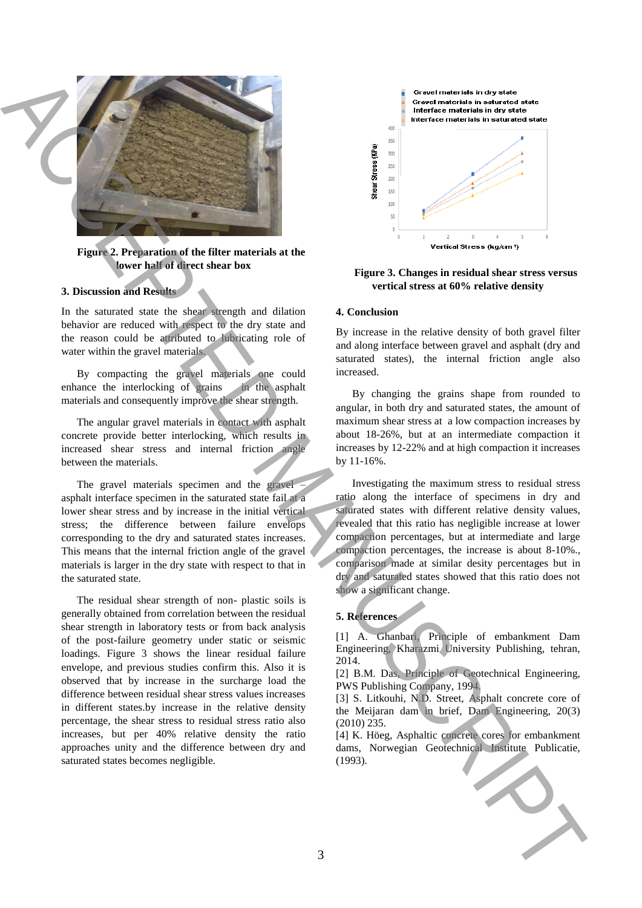Figure 2. Preparation of the filter materials at the lower half of direct shear box

### 3. Discussion and Results

In the saturated state the shear strength and dilation behavior are reduced with respect to the dry state and the reason could be attributed to lubricating role of water within the gravel materials.

By compacting the gravel materials one could enhance the interlocking of grains in the asphalt materials and consequently improve the shear strength.

The angular gravel materials in contact with asphalt concrete provide better interlocking, which results in increased shear stress and internal friction angle between the materials.

The gravel materials specimen and the gravel – asphalt interface specimen in the saturated state fail at a lower shear stress and by increase in the initial vertical stress; the difference between failure envelops corresponding to the dry and saturated states increases. This means that the internal friction angle of the gravel materials is larger in the dry state with respect to that in the saturated state.

The residual shear strength of non- plastic soils is generally obtained from correlation between the residual shear strength in laboratory tests or from back analysis of the post-failure geometry under static or seismic loadings. Figure 3 shows the linear residual failure envelope, and previous studies confirm this. Also it is observed that by increase in the surcharge load the difference between residual shear stress values increases in different states.by increase in the relative density percentage, the shear stress to residual stress ratio also increases, but per 40% relative density the ratio approaches unity and the difference between dry and saturated states becomes negligible.

Gravel materials in dry state
Gravel materials in saturated state
Interface materials in dry state
Interface materials in saturated state

Shear Stress (kPa)
0
50
100
150
200
250
300
350
400

Vertical Stress (kg/cm²)
0
1
2
3
4
5
6

Figure 3. Changes in residual shear stress versus vertical stress at 60% relative density

### 4. Conclusion

By increase in the relative density of both gravel filter and along interface between gravel and asphalt (dry and saturated states), the internal friction angle also increased.

By changing the grains shape from rounded to angular, in both dry and saturated states, the amount of maximum shear stress at a low compaction increases by about 18-26%, but at an intermediate compaction it increases by 12-22% and at high compaction it increases by 11-16%.

Investigating the maximum stress to residual stress ratio along the interface of specimens in dry and saturated states with different relative density values, revealed that this ratio has negligible increase at lower compaction percentages, but at intermediate and large compaction percentages, the increase is about 8-10%., comparison made at similar desity percentages but in dry and saturated states showed that this ratio does not show a significant change.

### 5. References

[1] A. Ghanbari, Principle of embankment Dam Engineering, Kharazmi University Publishing, tehran, 2014.
[2] B.M. Das, Principle of Geotechnical Engineering, PWS Publishing Company, 1994.
[3] S. Litkouhi, N.D. Street, Asphalt concrete core of the Meijaran dam in brief, Dam Engineering, 20(3) (2010) 235.
[4] K. Höeg, Asphaltic concrete cores for embankment dams, Norwegian Geotechnical Institute Publicatie, (1993).